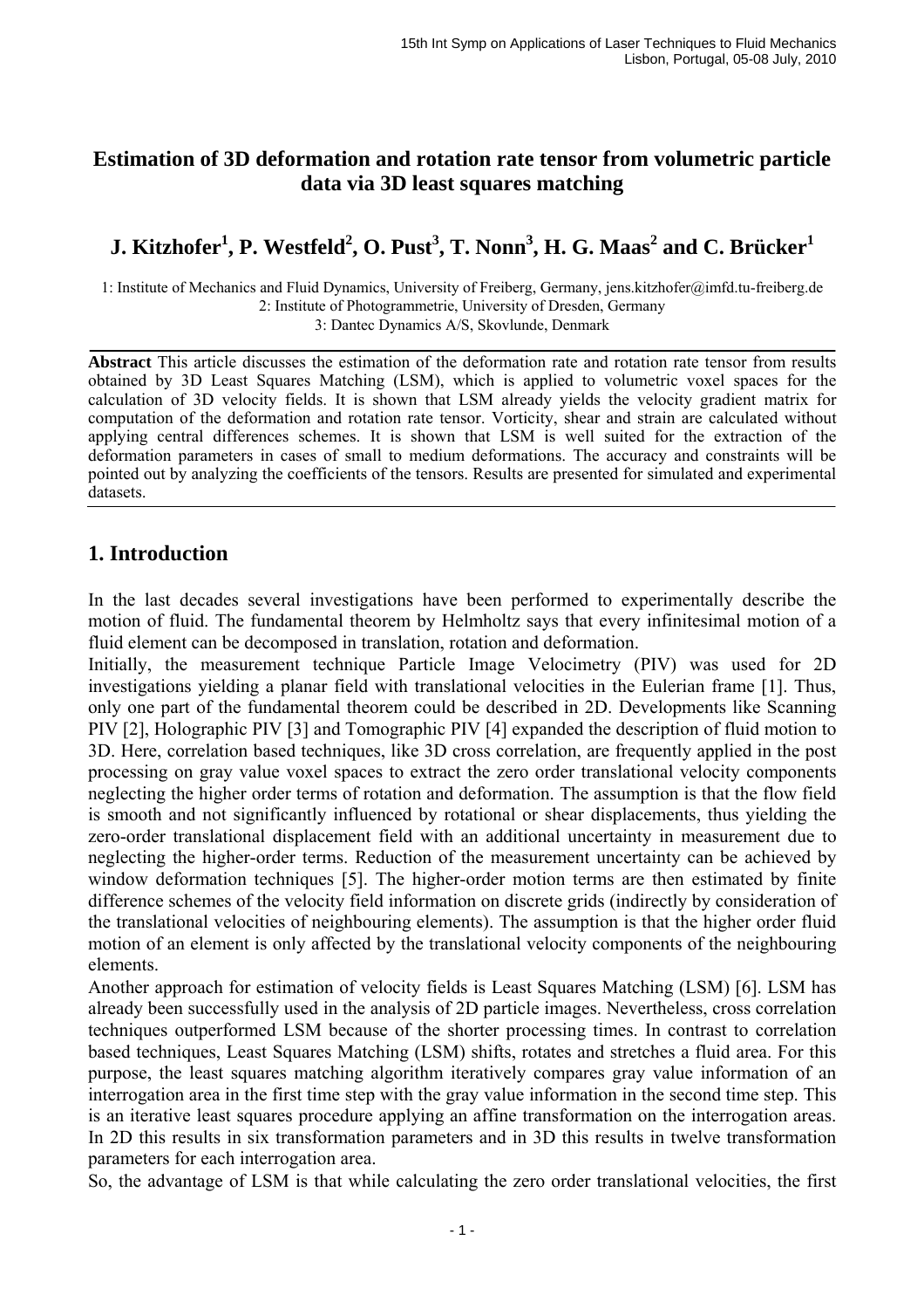# Estimation of 3D deformation and rotation rate tensor from volumetric particle data via 3D least squares matching

## J. Kitzhofer[1], P. Westfeld[2], O. Pust[3], T. Nonn[3], H. G. Maas[2] and C. Brücker[1]

1: Institute of Mechanics and Fluid Dynamics, University of Freiberg, Germany, jens.kitzhofer@imfd.tu-freiberg.de
2: Institute of Photogrammetrie, University of Dresden, Germany
3: Dantec Dynamics A/S, Skovlunde, Denmark

**Abstract** This article discusses the estimation of the deformation rate and rotation rate tensor from results obtained by 3D Least Squares Matching (LSM), which is applied to volumetric voxel spaces for the calculation of 3D velocity fields. It is shown that LSM already yields the velocity gradient matrix for computation of the deformation and rotation rate tensor. Vorticity, shear and strain are calculated without applying central differences schemes. It is shown that LSM is well suited for the extraction of the deformation parameters in cases of small to medium deformations. The accuracy and constraints will be pointed out by analyzing the coefficients of the tensors. Results are presented for simulated and experimental datasets.

## 1. Introduction

In the last decades several investigations have been performed to experimentally describe the motion of fluid. The fundamental theorem by Helmholtz says that every infinitesimal motion of a fluid element can be decomposed in translation, rotation and deformation.

Initially, the measurement technique Particle Image Velocimetry (PIV) was used for 2D investigations yielding a planar field with translational velocities in the Eulerian frame [1]. Thus, only one part of the fundamental theorem could be described in 2D. Developments like Scanning PIV [2], Holographic PIV [3] and Tomographic PIV [4] expanded the description of fluid motion to 3D. Here, correlation based techniques, like 3D cross correlation, are frequently applied in the post processing on gray value voxel spaces to extract the zero order translational velocity components neglecting the higher order terms of rotation and deformation. The assumption is that the flow field is smooth and not significantly influenced by rotational or shear displacements, thus yielding the zero-order translational displacement field with an additional uncertainty in measurement due to neglecting the higher-order terms. Reduction of the measurement uncertainty can be achieved by window deformation techniques [5]. The higher-order motion terms are then estimated by finite difference schemes of the velocity field information on discrete grids (indirectly by consideration of the translational velocities of neighbouring elements). The assumption is that the higher order fluid motion of an element is only affected by the translational velocity components of the neighbouring elements.

Another approach for estimation of velocity fields is Least Squares Matching (LSM) [6]. LSM has already been successfully used in the analysis of 2D particle images. Nevertheless, cross correlation techniques outperformed LSM because of the shorter processing times. In contrast to correlation based techniques, Least Squares Matching (LSM) shifts, rotates and stretches a fluid area. For this purpose, the least squares matching algorithm iteratively compares gray value information of an interrogation area in the first time step with the gray value information in the second time step. This is an iterative least squares procedure applying an affine transformation on the interrogation areas. In 2D this results in six transformation parameters and in 3D this results in twelve transformation parameters for each interrogation area.

So, the advantage of LSM is that while calculating the zero order translational velocities, the first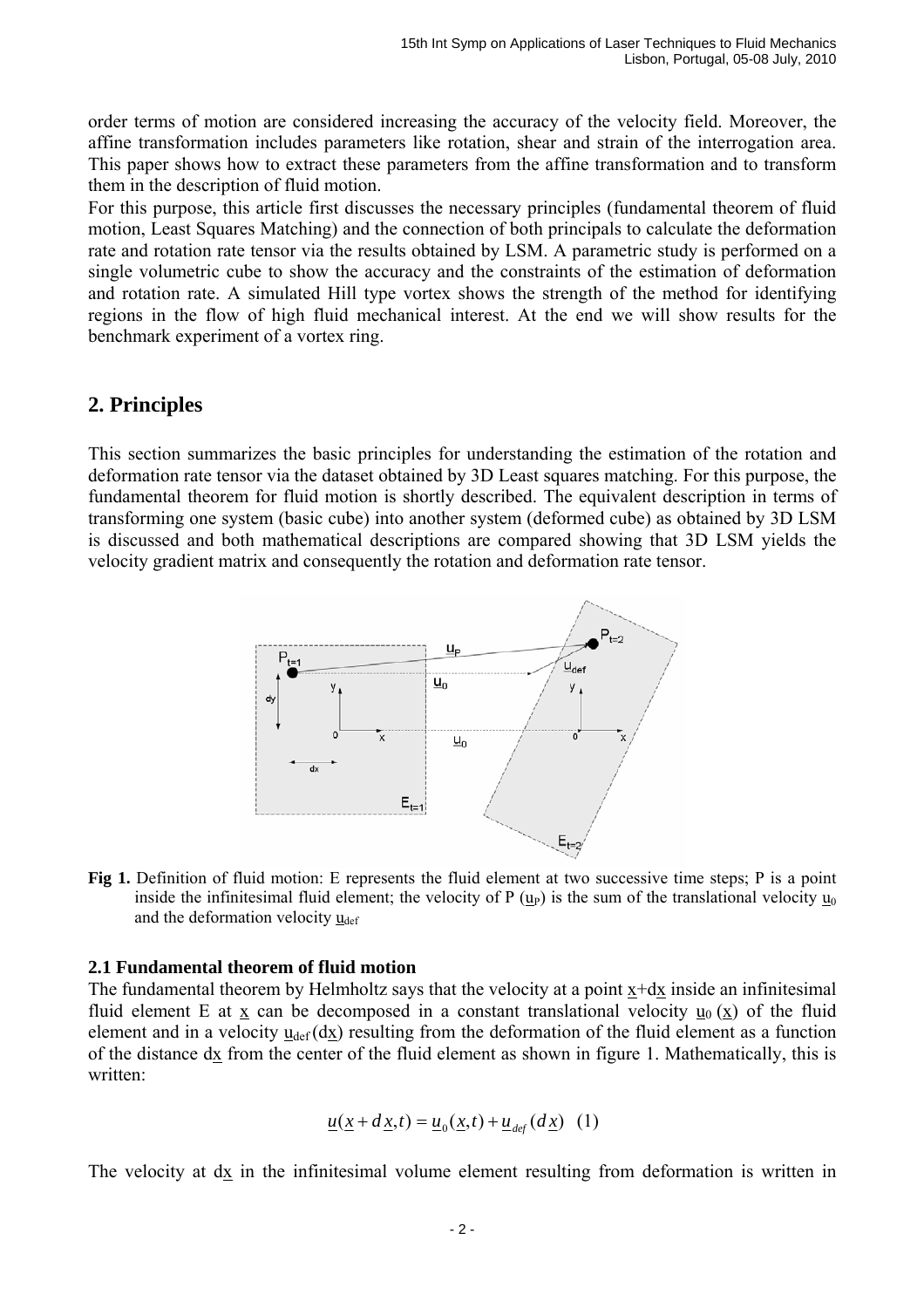order terms of motion are considered increasing the accuracy of the velocity field. Moreover, the affine transformation includes parameters like rotation, shear and strain of the interrogation area. This paper shows how to extract these parameters from the affine transformation and to transform them in the description of fluid motion.

For this purpose, this article first discusses the necessary principles (fundamental theorem of fluid motion, Least Squares Matching) and the connection of both principals to calculate the deformation rate and rotation rate tensor via the results obtained by LSM. A parametric study is performed on a single volumetric cube to show the accuracy and the constraints of the estimation of deformation and rotation rate. A simulated Hill type vortex shows the strength of the method for identifying regions in the flow of high fluid mechanical interest. At the end we will show results for the benchmark experiment of a vortex ring.

## 2. Principles

This section summarizes the basic principles for understanding the estimation of the rotation and deformation rate tensor via the dataset obtained by 3D Least squares matching. For this purpose, the fundamental theorem for fluid motion is shortly described. The equivalent description in terms of transforming one system (basic cube) into another system (deformed cube) as obtained by 3D LSM is discussed and both mathematical descriptions are compared showing that 3D LSM yields the velocity gradient matrix and consequently the rotation and deformation rate tensor.

**Fig 1.** Definition of fluid motion: E represents the fluid element at two successive time steps; P is a point inside the infinitesimal fluid element; the velocity of P ($\underline{u}_P$) is the sum of the translational velocity $\underline{u}_0$ and the deformation velocity $\underline{u}_{def}$

### 2.1 Fundamental theorem of fluid motion

The fundamental theorem by Helmholtz says that the velocity at a point $\underline{x}+d\underline{x}$ inside an infinitesimal fluid element E at $\underline{x}$ can be decomposed in a constant translational velocity $\underline{u}_0(\underline{x})$ of the fluid element and in a velocity $\underline{u}_{def}(d\underline{x})$ resulting from the deformation of the fluid element as a function of the distance $d\underline{x}$ from the center of the fluid element as shown in figure 1. Mathematically, this is written:

$$\underline{u}(\underline{x}+d\underline{x},t)=\underline{u}_0(\underline{x},t)+\underline{u}_{def}(d\underline{x}) \quad (1)$$

The velocity at $d\underline{x}$ in the infinitesimal volume element resulting from deformation is written in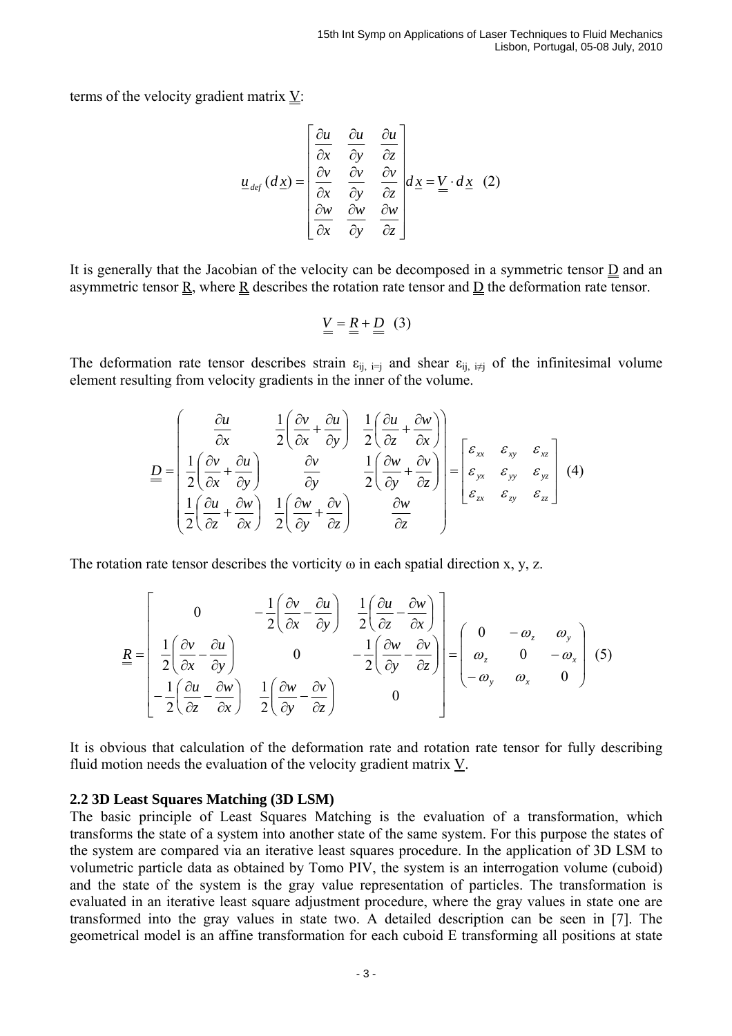terms of the velocity gradient matrix $\underline{\underline{V}}$:

$$\underline{u}_{def}(d\underline{x}) = \begin{bmatrix} \frac{\partial u}{\partial x} & \frac{\partial u}{\partial y} & \frac{\partial u}{\partial z} \\ \frac{\partial v}{\partial x} & \frac{\partial v}{\partial y} & \frac{\partial v}{\partial z} \\ \frac{\partial w}{\partial x} & \frac{\partial w}{\partial y} & \frac{\partial w}{\partial z} \end{bmatrix} d\underline{x} = \underline{\underline{V}} \cdot d\underline{x} \quad (2)$$

It is generally that the Jacobian of the velocity can be decomposed in a symmetric tensor $\underline{\underline{D}}$ and an asymmetric tensor $\underline{\underline{R}}$, where $\underline{\underline{R}}$ describes the rotation rate tensor and $\underline{\underline{D}}$ the deformation rate tensor.

$$\underline{\underline{V}} = \underline{\underline{R}} + \underline{\underline{D}} \quad (3)$$

The deformation rate tensor describes strain $\varepsilon_{ij,\ i=j}$ and shear $\varepsilon_{ij,\ i\neq j}$ of the infinitesimal volume element resulting from velocity gradients in the inner of the volume.

$$\underline{\underline{D}} = \begin{pmatrix} \frac{\partial u}{\partial x} & \frac{1}{2}\left(\frac{\partial v}{\partial x} + \frac{\partial u}{\partial y}\right) & \frac{1}{2}\left(\frac{\partial u}{\partial z} + \frac{\partial w}{\partial x}\right) \\ \frac{1}{2}\left(\frac{\partial v}{\partial x} + \frac{\partial u}{\partial y}\right) & \frac{\partial v}{\partial y} & \frac{1}{2}\left(\frac{\partial w}{\partial y} + \frac{\partial v}{\partial z}\right) \\ \frac{1}{2}\left(\frac{\partial u}{\partial z} + \frac{\partial w}{\partial x}\right) & \frac{1}{2}\left(\frac{\partial w}{\partial y} + \frac{\partial v}{\partial z}\right) & \frac{\partial w}{\partial z} \end{pmatrix} = \begin{bmatrix} \varepsilon_{xx} & \varepsilon_{xy} & \varepsilon_{xz} \\ \varepsilon_{yx} & \varepsilon_{yy} & \varepsilon_{yz} \\ \varepsilon_{zx} & \varepsilon_{zy} & \varepsilon_{zz} \end{bmatrix} \quad (4)$$

The rotation rate tensor describes the vorticity $\omega$ in each spatial direction x, y, z.

$$\underline{\underline{R}} = \begin{bmatrix} 0 & -\frac{1}{2}\left(\frac{\partial v}{\partial x} - \frac{\partial u}{\partial y}\right) & \frac{1}{2}\left(\frac{\partial u}{\partial z} - \frac{\partial w}{\partial x}\right) \\ \frac{1}{2}\left(\frac{\partial v}{\partial x} - \frac{\partial u}{\partial y}\right) & 0 & -\frac{1}{2}\left(\frac{\partial w}{\partial y} - \frac{\partial v}{\partial z}\right) \\ -\frac{1}{2}\left(\frac{\partial u}{\partial z} - \frac{\partial w}{\partial x}\right) & \frac{1}{2}\left(\frac{\partial w}{\partial y} - \frac{\partial v}{\partial z}\right) & 0 \end{bmatrix} = \begin{pmatrix} 0 & -\omega_z & \omega_y \\ \omega_z & 0 & -\omega_x \\ -\omega_y & \omega_x & 0 \end{pmatrix} \quad (5)$$

It is obvious that calculation of the deformation rate and rotation rate tensor for fully describing fluid motion needs the evaluation of the velocity gradient matrix $\underline{\underline{V}}$.

## 2.2 3D Least Squares Matching (3D LSM)

The basic principle of Least Squares Matching is the evaluation of a transformation, which transforms the state of a system into another state of the same system. For this purpose the states of the system are compared via an iterative least squares procedure. In the application of 3D LSM to volumetric particle data as obtained by Tomo PIV, the system is an interrogation volume (cuboid) and the state of the system is the gray value representation of particles. The transformation is evaluated in an iterative least square adjustment procedure, where the gray values in state one are transformed into the gray values in state two. A detailed description can be seen in [7]. The geometrical model is an affine transformation for each cuboid E transforming all positions at state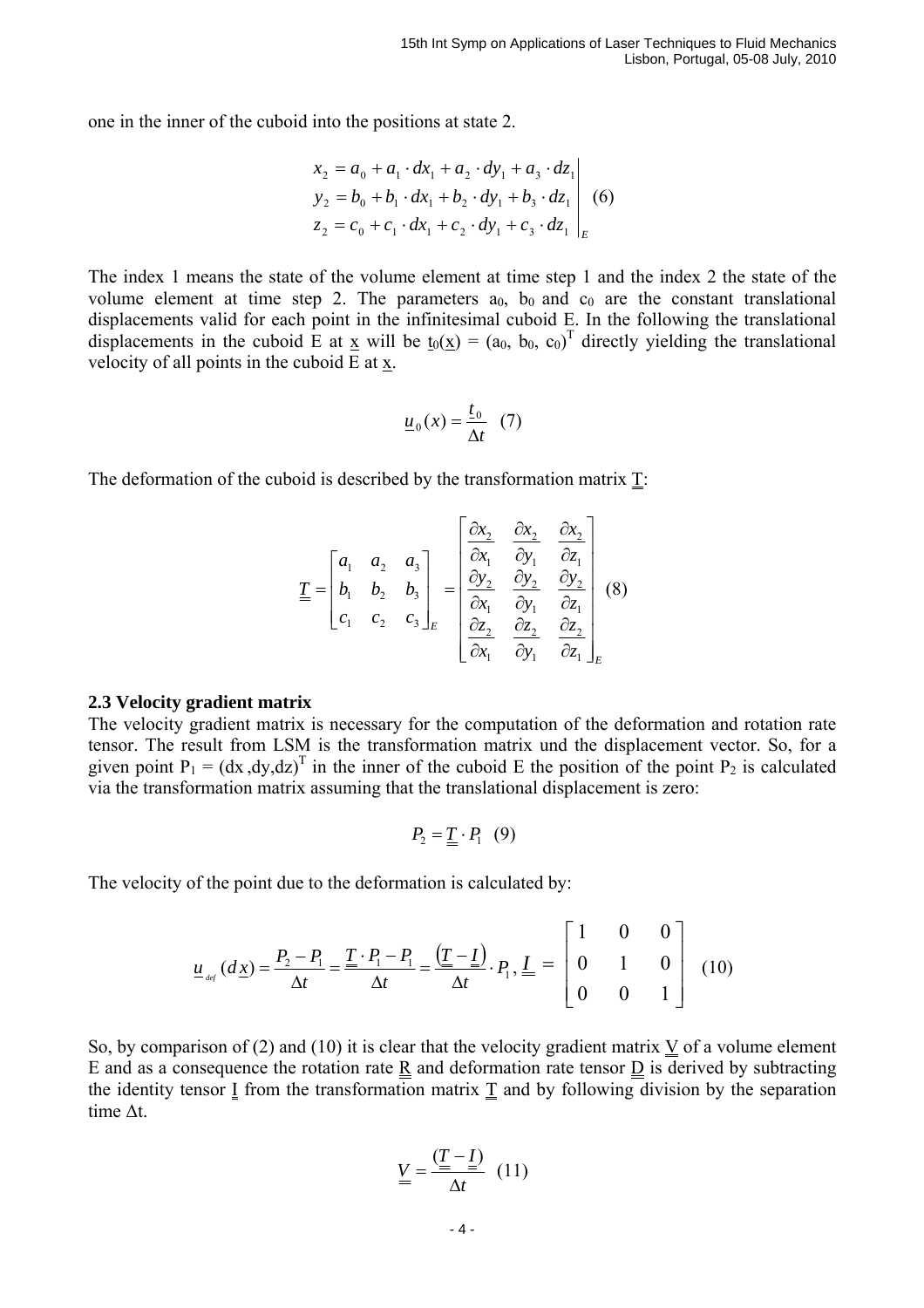one in the inner of the cuboid into the positions at state 2.

$$\left. \begin{aligned} x_2 &= a_0 + a_1 \cdot dx_1 + a_2 \cdot dy_1 + a_3 \cdot dz_1 \\ y_2 &= b_0 + b_1 \cdot dx_1 + b_2 \cdot dy_1 + b_3 \cdot dz_1 \\ z_2 &= c_0 + c_1 \cdot dx_1 + c_2 \cdot dy_1 + c_3 \cdot dz_1 \end{aligned} \right|_E \quad (6)$$

The index 1 means the state of the volume element at time step 1 and the index 2 the state of the volume element at time step 2. The parameters $a_0$, $b_0$ and $c_0$ are the constant translational displacements valid for each point in the infinitesimal cuboid E. In the following the translational displacements in the cuboid E at $\underline{x}$ will be $\underline{t}_0(\underline{x}) = (a_0, b_0, c_0)^T$ directly yielding the translational velocity of all points in the cuboid E at $\underline{x}$.

$$\underline{u}_0(x) = \frac{t_0}{\Delta t} \quad (7)$$

The deformation of the cuboid is described by the transformation matrix $\underline{\underline{T}}$:

$$\underline{\underline{T}} = \begin{bmatrix} a_1 & a_2 & a_3 \\ b_1 & b_2 & b_3 \\ c_1 & c_2 & c_3 \end{bmatrix}_E = \begin{bmatrix} \frac{\partial x_2}{\partial x_1} & \frac{\partial x_2}{\partial y_1} & \frac{\partial x_2}{\partial z_1} \\ \frac{\partial y_2}{\partial x_1} & \frac{\partial y_2}{\partial y_1} & \frac{\partial y_2}{\partial z_1} \\ \frac{\partial z_2}{\partial x_1} & \frac{\partial z_2}{\partial y_1} & \frac{\partial z_2}{\partial z_1} \end{bmatrix}_E \quad (8)$$

### 2.3 Velocity gradient matrix

The velocity gradient matrix is necessary for the computation of the deformation and rotation rate tensor. The result from LSM is the transformation matrix und the displacement vector. So, for a given point $P_1 = (dx, dy, dz)^T$ in the inner of the cuboid E the position of the point $P_2$ is calculated via the transformation matrix assuming that the translational displacement is zero:

$$P_2 = \underline{\underline{T}} \cdot P_1 \quad (9)$$

The velocity of the point due to the deformation is calculated by:

$$\underline{u}_{def}(d\underline{x}) = \frac{P_2 - P_1}{\Delta t} = \frac{\underline{\underline{T}} \cdot P_1 - P_1}{\Delta t} = \frac{\left(\underline{\underline{T}} - \underline{\underline{I}}\right)}{\Delta t} \cdot P_1, \; \underline{\underline{I}} = \begin{bmatrix} 1 & 0 & 0 \\ 0 & 1 & 0 \\ 0 & 0 & 1 \end{bmatrix} \quad (10)$$

So, by comparison of (2) and (10) it is clear that the velocity gradient matrix $\underline{\underline{V}}$ of a volume element E and as a consequence the rotation rate $\underline{\underline{R}}$ and deformation rate tensor $\underline{\underline{D}}$ is derived by subtracting the identity tensor $\underline{\underline{I}}$ from the transformation matrix $\underline{\underline{T}}$ and by following division by the separation time $\Delta t$.

$$\underline{\underline{V}} = \frac{(\underline{\underline{T}} - \underline{\underline{I}})}{\Delta t} \quad (11)$$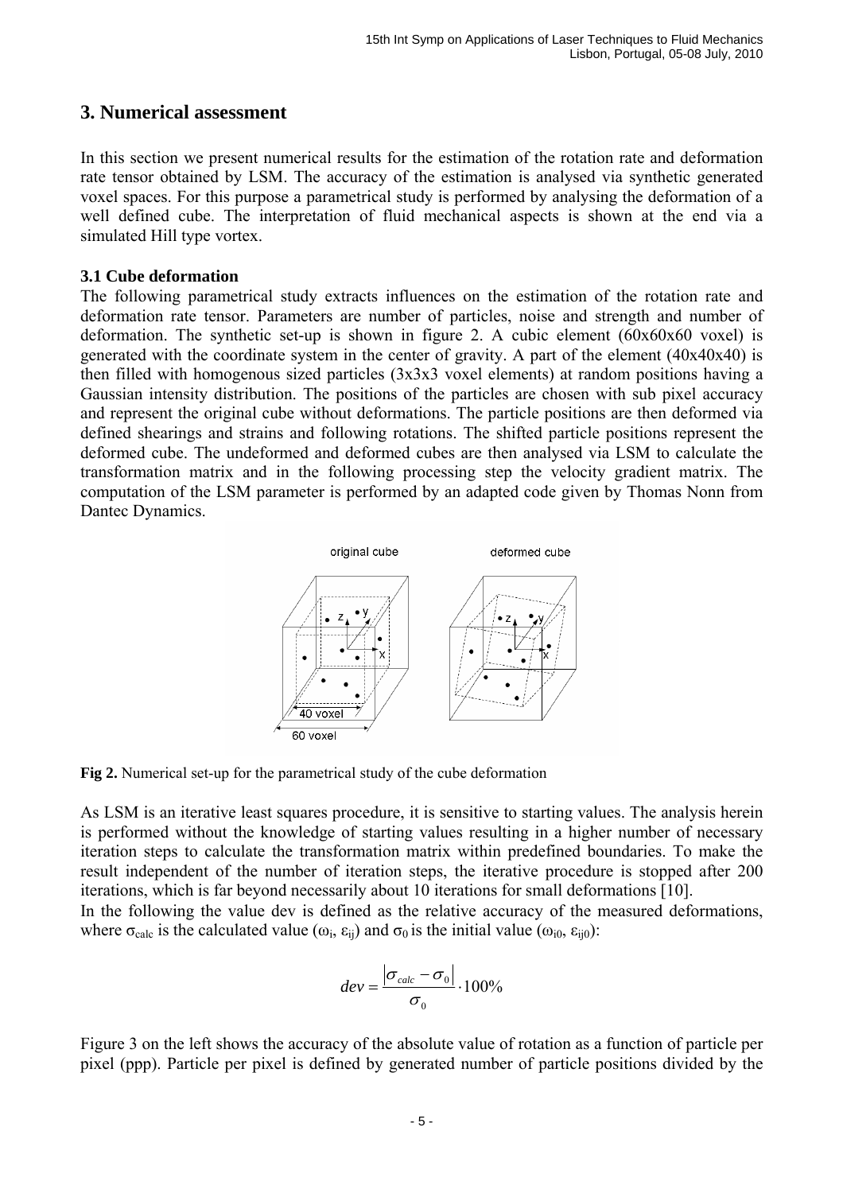## 3. Numerical assessment

In this section we present numerical results for the estimation of the rotation rate and deformation rate tensor obtained by LSM. The accuracy of the estimation is analysed via synthetic generated voxel spaces. For this purpose a parametrical study is performed by analysing the deformation of a well defined cube. The interpretation of fluid mechanical aspects is shown at the end via a simulated Hill type vortex.

### 3.1 Cube deformation

The following parametrical study extracts influences on the estimation of the rotation rate and deformation rate tensor. Parameters are number of particles, noise and strength and number of deformation. The synthetic set-up is shown in figure 2. A cubic element (60x60x60 voxel) is generated with the coordinate system in the center of gravity. A part of the element (40x40x40) is then filled with homogenous sized particles (3x3x3 voxel elements) at random positions having a Gaussian intensity distribution. The positions of the particles are chosen with sub pixel accuracy and represent the original cube without deformations. The particle positions are then deformed via defined shearings and strains and following rotations. The shifted particle positions represent the deformed cube. The undeformed and deformed cubes are then analysed via LSM to calculate the transformation matrix and in the following processing step the velocity gradient matrix. The computation of the LSM parameter is performed by an adapted code given by Thomas Nonn from Dantec Dynamics.

**Fig 2.** Numerical set-up for the parametrical study of the cube deformation

As LSM is an iterative least squares procedure, it is sensitive to starting values. The analysis herein is performed without the knowledge of starting values resulting in a higher number of necessary iteration steps to calculate the transformation matrix within predefined boundaries. To make the result independent of the number of iteration steps, the iterative procedure is stopped after 200 iterations, which is far beyond necessarily about 10 iterations for small deformations [10].

In the following the value dev is defined as the relative accuracy of the measured deformations, where $\sigma_{calc}$ is the calculated value ($\omega_i$, $\varepsilon_{ij}$) and $\sigma_0$ is the initial value ($\omega_{i0}$, $\varepsilon_{ij0}$):

$$dev = \frac{|\sigma_{calc} - \sigma_0|}{\sigma_0} \cdot 100\%$$

Figure 3 on the left shows the accuracy of the absolute value of rotation as a function of particle per pixel (ppp). Particle per pixel is defined by generated number of particle positions divided by the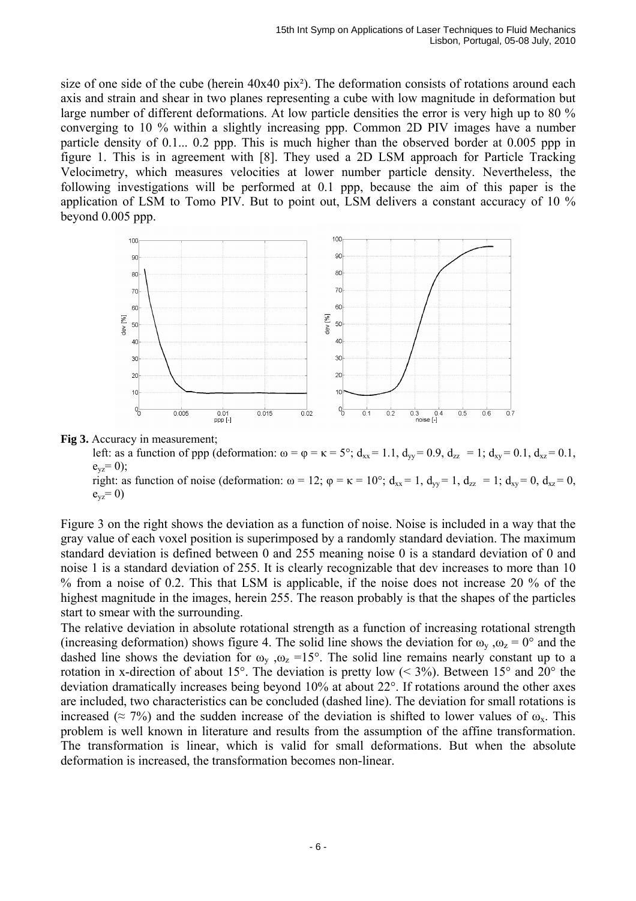size of one side of the cube (herein 40x40 pix²). The deformation consists of rotations around each axis and strain and shear in two planes representing a cube with low magnitude in deformation but large number of different deformations. At low particle densities the error is very high up to 80 % converging to 10 % within a slightly increasing ppp. Common 2D PIV images have a number particle density of 0.1... 0.2 ppp. This is much higher than the observed border at 0.005 ppp in figure 1. This is in agreement with [8]. They used a 2D LSM approach for Particle Tracking Velocimetry, which measures velocities at lower number particle density. Nevertheless, the following investigations will be performed at 0.1 ppp, because the aim of this paper is the application of LSM to Tomo PIV. But to point out, LSM delivers a constant accuracy of 10 % beyond 0.005 ppp.

**Fig 3.** Accuracy in measurement;
left: as a function of ppp (deformation: $\omega = \varphi = \kappa = 5°$; $d_{xx} = 1.1$, $d_{yy} = 0.9$, $d_{zz} = 1$; $d_{xy} = 0.1$, $d_{xz} = 0.1$, $e_{yz} = 0$);
right: as function of noise (deformation: $\omega = 12$; $\varphi = \kappa = 10°$; $d_{xx} = 1$, $d_{yy} = 1$, $d_{zz} = 1$; $d_{xy} = 0$, $d_{xz} = 0$, $e_{yz} = 0$)

Figure 3 on the right shows the deviation as a function of noise. Noise is included in a way that the gray value of each voxel position is superimposed by a randomly standard deviation. The maximum standard deviation is defined between 0 and 255 meaning noise 0 is a standard deviation of 0 and noise 1 is a standard deviation of 255. It is clearly recognizable that dev increases to more than 10 % from a noise of 0.2. This that LSM is applicable, if the noise does not increase 20 % of the highest magnitude in the images, herein 255. The reason probably is that the shapes of the particles start to smear with the surrounding.

The relative deviation in absolute rotational strength as a function of increasing rotational strength (increasing deformation) shows figure 4. The solid line shows the deviation for $\omega_y$ ,$\omega_z = 0°$ and the dashed line shows the deviation for $\omega_y$ ,$\omega_z = 15°$. The solid line remains nearly constant up to a rotation in x-direction of about 15°. The deviation is pretty low (< 3%). Between 15° and 20° the deviation dramatically increases being beyond 10% at about 22°. If rotations around the other axes are included, two characteristics can be concluded (dashed line). The deviation for small rotations is increased (≈ 7%) and the sudden increase of the deviation is shifted to lower values of $\omega_x$. This problem is well known in literature and results from the assumption of the affine transformation. The transformation is linear, which is valid for small deformations. But when the absolute deformation is increased, the transformation becomes non-linear.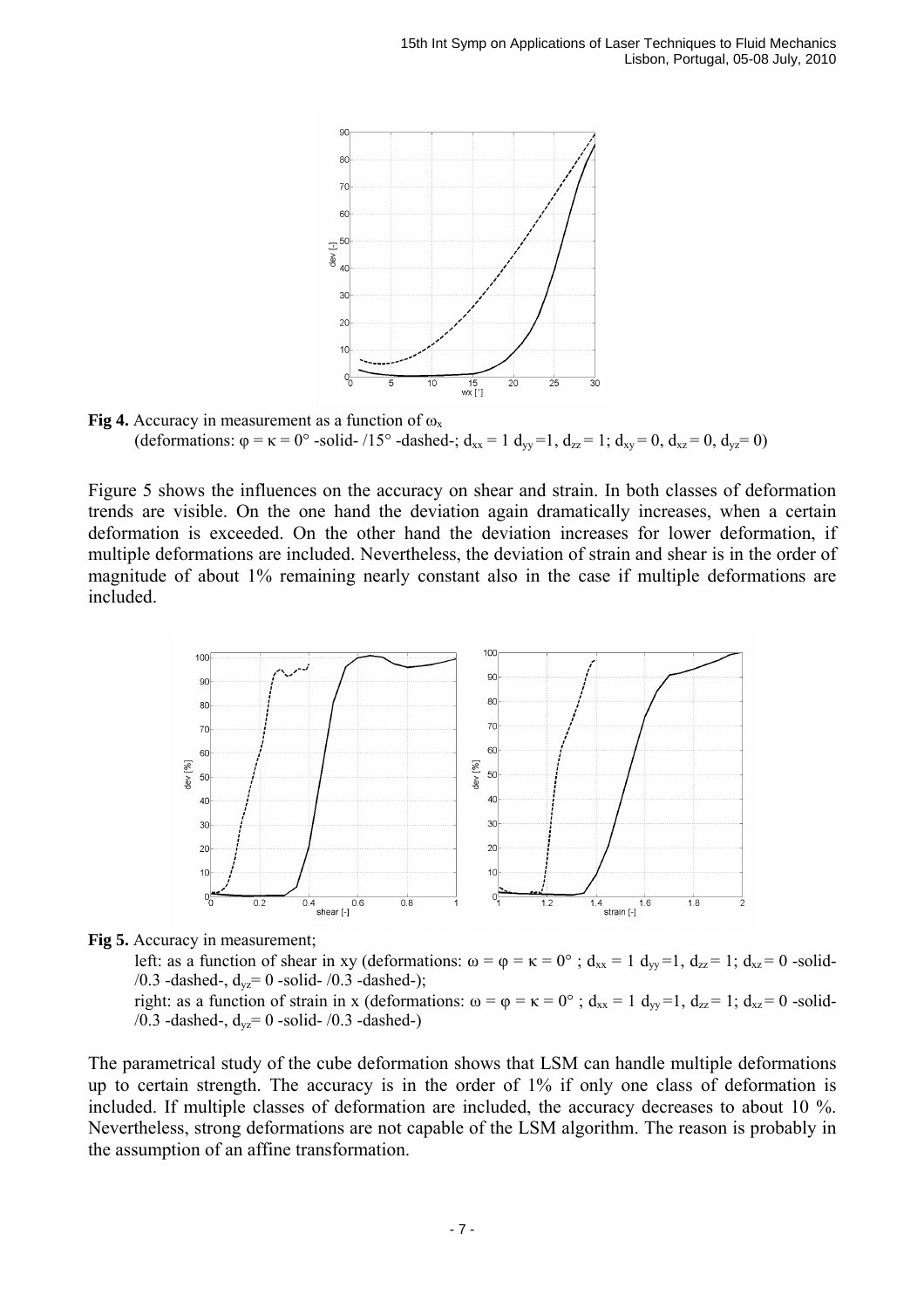**Fig 4.** Accuracy in measurement as a function of $\omega_x$
(deformations: $\varphi = \kappa = 0°$ -solid- /15° -dashed-; $d_{xx} = 1$ $d_{yy} = 1$, $d_{zz} = 1$; $d_{xy} = 0$, $d_{xz} = 0$, $d_{yz} = 0$)

Figure 5 shows the influences on the accuracy on shear and strain. In both classes of deformation trends are visible. On the one hand the deviation again dramatically increases, when a certain deformation is exceeded. On the other hand the deviation increases for lower deformation, if multiple deformations are included. Nevertheless, the deviation of strain and shear is in the order of magnitude of about 1% remaining nearly constant also in the case if multiple deformations are included.

**Fig 5.** Accuracy in measurement;

left: as a function of shear in xy (deformations: $\omega = \varphi = \kappa = 0°$ ; $d_{xx} = 1$ $d_{yy} = 1$, $d_{zz} = 1$; $d_{xz} = 0$ -solid- /0.3 -dashed-, $d_{yz} = 0$ -solid- /0.3 -dashed-);

right: as a function of strain in x (deformations: $\omega = \varphi = \kappa = 0°$ ; $d_{xx} = 1$ $d_{yy} = 1$, $d_{zz} = 1$; $d_{xz} = 0$ -solid- /0.3 -dashed-, $d_{yz} = 0$ -solid- /0.3 -dashed-)

The parametrical study of the cube deformation shows that LSM can handle multiple deformations up to certain strength. The accuracy is in the order of 1% if only one class of deformation is included. If multiple classes of deformation are included, the accuracy decreases to about 10 %. Nevertheless, strong deformations are not capable of the LSM algorithm. The reason is probably in the assumption of an affine transformation.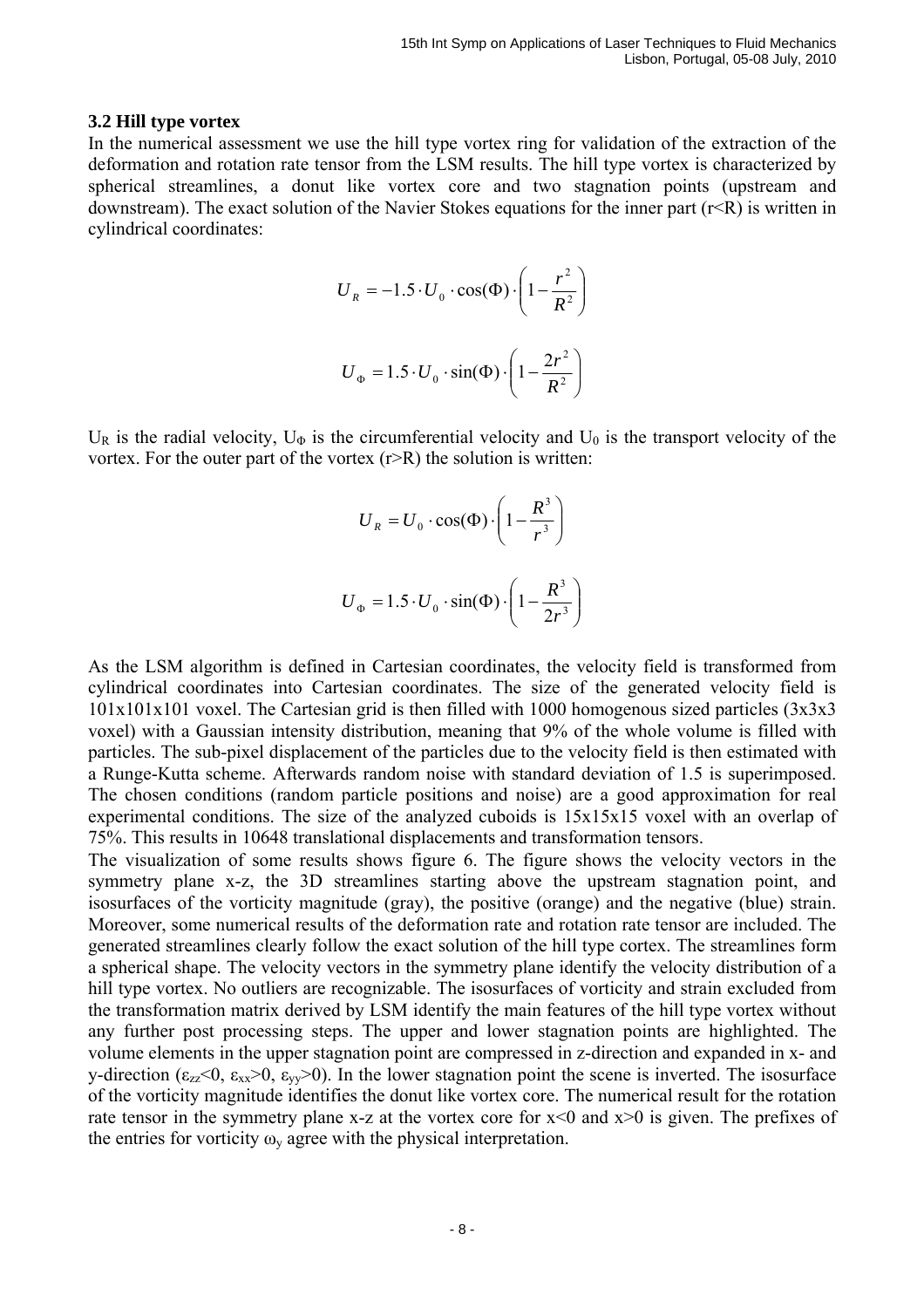### 3.2 Hill type vortex

In the numerical assessment we use the hill type vortex ring for validation of the extraction of the deformation and rotation rate tensor from the LSM results. The hill type vortex is characterized by spherical streamlines, a donut like vortex core and two stagnation points (upstream and downstream). The exact solution of the Navier Stokes equations for the inner part (r<R) is written in cylindrical coordinates:

$$U_R = -1.5 \cdot U_0 \cdot \cos(\Phi) \cdot \left(1 - \frac{r^2}{R^2}\right)$$

$$U_\Phi = 1.5 \cdot U_0 \cdot \sin(\Phi) \cdot \left(1 - \frac{2r^2}{R^2}\right)$$

$U_R$ is the radial velocity, $U_\Phi$ is the circumferential velocity and $U_0$ is the transport velocity of the vortex. For the outer part of the vortex (r>R) the solution is written:

$$U_R = U_0 \cdot \cos(\Phi) \cdot \left(1 - \frac{R^3}{r^3}\right)$$

$$U_\Phi = 1.5 \cdot U_0 \cdot \sin(\Phi) \cdot \left(1 - \frac{R^3}{2r^3}\right)$$

As the LSM algorithm is defined in Cartesian coordinates, the velocity field is transformed from cylindrical coordinates into Cartesian coordinates. The size of the generated velocity field is 101x101x101 voxel. The Cartesian grid is then filled with 1000 homogenous sized particles (3x3x3 voxel) with a Gaussian intensity distribution, meaning that 9% of the whole volume is filled with particles. The sub-pixel displacement of the particles due to the velocity field is then estimated with a Runge-Kutta scheme. Afterwards random noise with standard deviation of 1.5 is superimposed. The chosen conditions (random particle positions and noise) are a good approximation for real experimental conditions. The size of the analyzed cuboids is 15x15x15 voxel with an overlap of 75%. This results in 10648 translational displacements and transformation tensors.

The visualization of some results shows figure 6. The figure shows the velocity vectors in the symmetry plane x-z, the 3D streamlines starting above the upstream stagnation point, and isosurfaces of the vorticity magnitude (gray), the positive (orange) and the negative (blue) strain. Moreover, some numerical results of the deformation rate and rotation rate tensor are included. The generated streamlines clearly follow the exact solution of the hill type cortex. The streamlines form a spherical shape. The velocity vectors in the symmetry plane identify the velocity distribution of a hill type vortex. No outliers are recognizable. The isosurfaces of vorticity and strain excluded from the transformation matrix derived by LSM identify the main features of the hill type vortex without any further post processing steps. The upper and lower stagnation points are highlighted. The volume elements in the upper stagnation point are compressed in z-direction and expanded in x- and y-direction ($\varepsilon_{zz}<0$, $\varepsilon_{xx}>0$, $\varepsilon_{yy}>0$). In the lower stagnation point the scene is inverted. The isosurface of the vorticity magnitude identifies the donut like vortex core. The numerical result for the rotation rate tensor in the symmetry plane x-z at the vortex core for x<0 and x>0 is given. The prefixes of the entries for vorticity $\omega_y$ agree with the physical interpretation.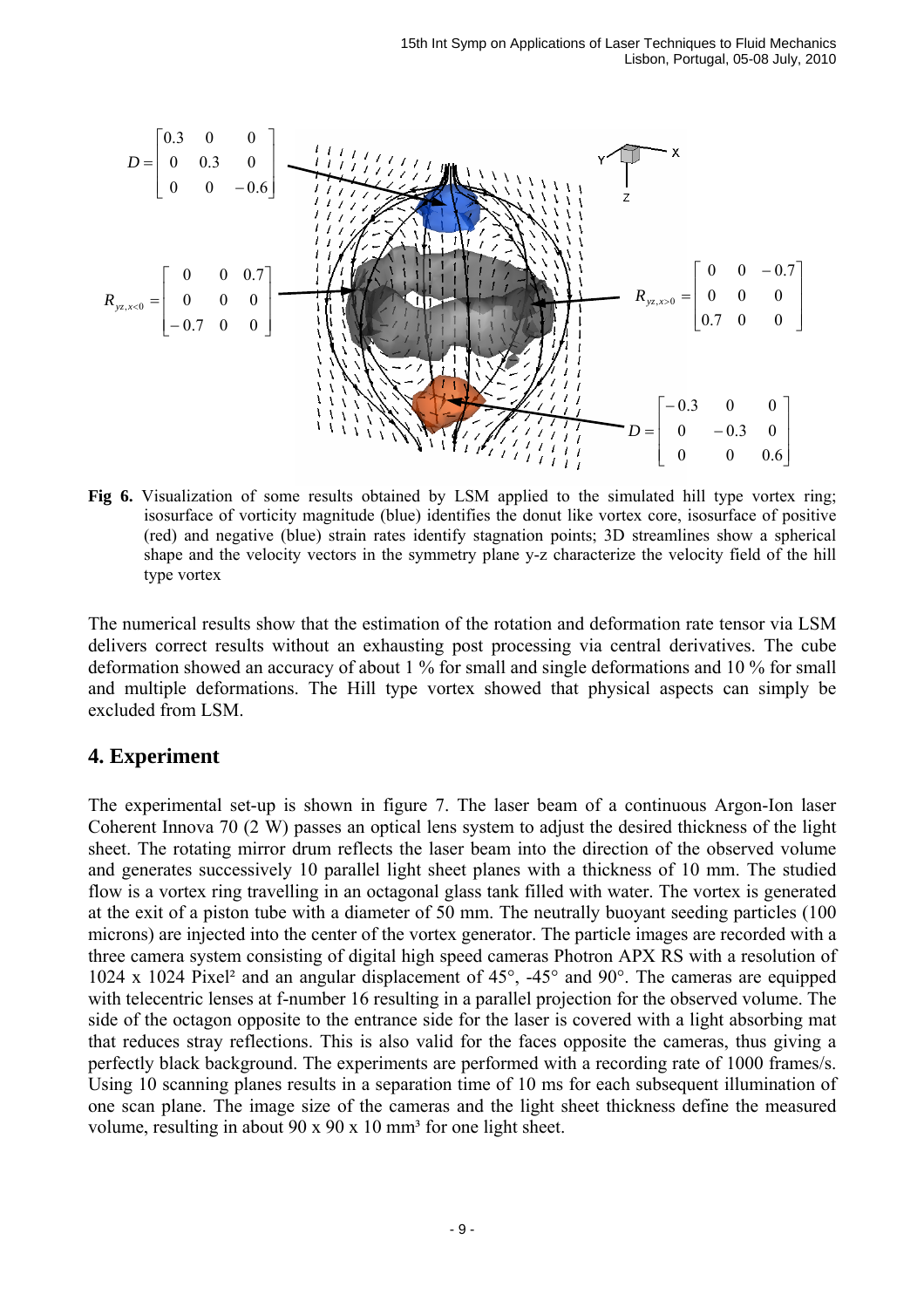$$D = \begin{bmatrix} 0.3 & 0 & 0 \\ 0 & 0.3 & 0 \\ 0 & 0 & -0.6 \end{bmatrix}$$

$$R_{yz,x<0} = \begin{bmatrix} 0 & 0 & 0.7 \\ 0 & 0 & 0 \\ -0.7 & 0 & 0 \end{bmatrix} \qquad R_{yz,x>0} = \begin{bmatrix} 0 & 0 & -0.7 \\ 0 & 0 & 0 \\ 0.7 & 0 & 0 \end{bmatrix}$$

$$D = \begin{bmatrix} -0.3 & 0 & 0 \\ 0 & -0.3 & 0 \\ 0 & 0 & 0.6 \end{bmatrix}$$

**Fig 6.** Visualization of some results obtained by LSM applied to the simulated hill type vortex ring; isosurface of vorticity magnitude (blue) identifies the donut like vortex core, isosurface of positive (red) and negative (blue) strain rates identify stagnation points; 3D streamlines show a spherical shape and the velocity vectors in the symmetry plane y-z characterize the velocity field of the hill type vortex

The numerical results show that the estimation of the rotation and deformation rate tensor via LSM delivers correct results without an exhausting post processing via central derivatives. The cube deformation showed an accuracy of about 1 % for small and single deformations and 10 % for small and multiple deformations. The Hill type vortex showed that physical aspects can simply be excluded from LSM.

## 4. Experiment

The experimental set-up is shown in figure 7. The laser beam of a continuous Argon-Ion laser Coherent Innova 70 (2 W) passes an optical lens system to adjust the desired thickness of the light sheet. The rotating mirror drum reflects the laser beam into the direction of the observed volume and generates successively 10 parallel light sheet planes with a thickness of 10 mm. The studied flow is a vortex ring travelling in an octagonal glass tank filled with water. The vortex is generated at the exit of a piston tube with a diameter of 50 mm. The neutrally buoyant seeding particles (100 microns) are injected into the center of the vortex generator. The particle images are recorded with a three camera system consisting of digital high speed cameras Photron APX RS with a resolution of 1024 x 1024 Pixel² and an angular displacement of 45°, -45° and 90°. The cameras are equipped with telecentric lenses at f-number 16 resulting in a parallel projection for the observed volume. The side of the octagon opposite to the entrance side for the laser is covered with a light absorbing mat that reduces stray reflections. This is also valid for the faces opposite the cameras, thus giving a perfectly black background. The experiments are performed with a recording rate of 1000 frames/s. Using 10 scanning planes results in a separation time of 10 ms for each subsequent illumination of one scan plane. The image size of the cameras and the light sheet thickness define the measured volume, resulting in about 90 x 90 x 10 mm³ for one light sheet.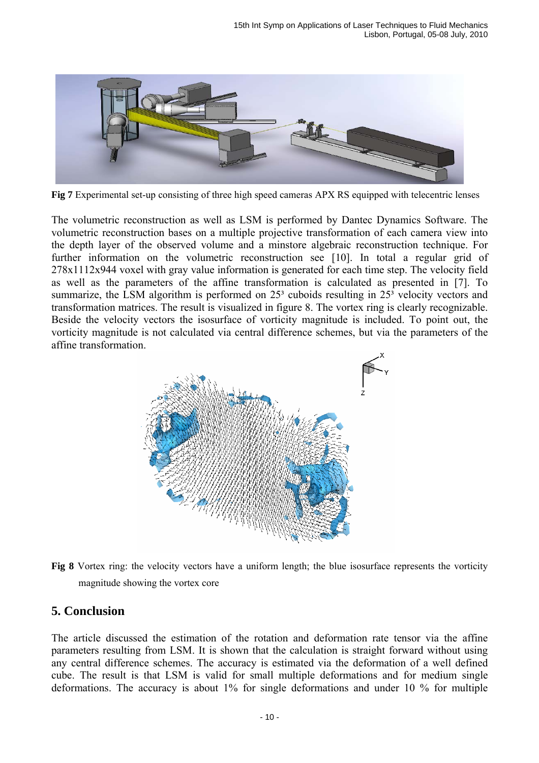**Fig 7** Experimental set-up consisting of three high speed cameras APX RS equipped with telecentric lenses

The volumetric reconstruction as well as LSM is performed by Dantec Dynamics Software. The volumetric reconstruction bases on a multiple projective transformation of each camera view into the depth layer of the observed volume and a minstore algebraic reconstruction technique. For further information on the volumetric reconstruction see [10]. In total a regular grid of 278x1112x944 voxel with gray value information is generated for each time step. The velocity field as well as the parameters of the affine transformation is calculated as presented in [7]. To summarize, the LSM algorithm is performed on $25^3$ cuboids resulting in $25^3$ velocity vectors and transformation matrices. The result is visualized in figure 8. The vortex ring is clearly recognizable. Beside the velocity vectors the isosurface of vorticity magnitude is included. To point out, the vorticity magnitude is not calculated via central difference schemes, but via the parameters of the affine transformation.

**Fig 8** Vortex ring: the velocity vectors have a uniform length; the blue isosurface represents the vorticity magnitude showing the vortex core

## 5. Conclusion

The article discussed the estimation of the rotation and deformation rate tensor via the affine parameters resulting from LSM. It is shown that the calculation is straight forward without using any central difference schemes. The accuracy is estimated via the deformation of a well defined cube. The result is that LSM is valid for small multiple deformations and for medium single deformations. The accuracy is about 1% for single deformations and under 10 % for multiple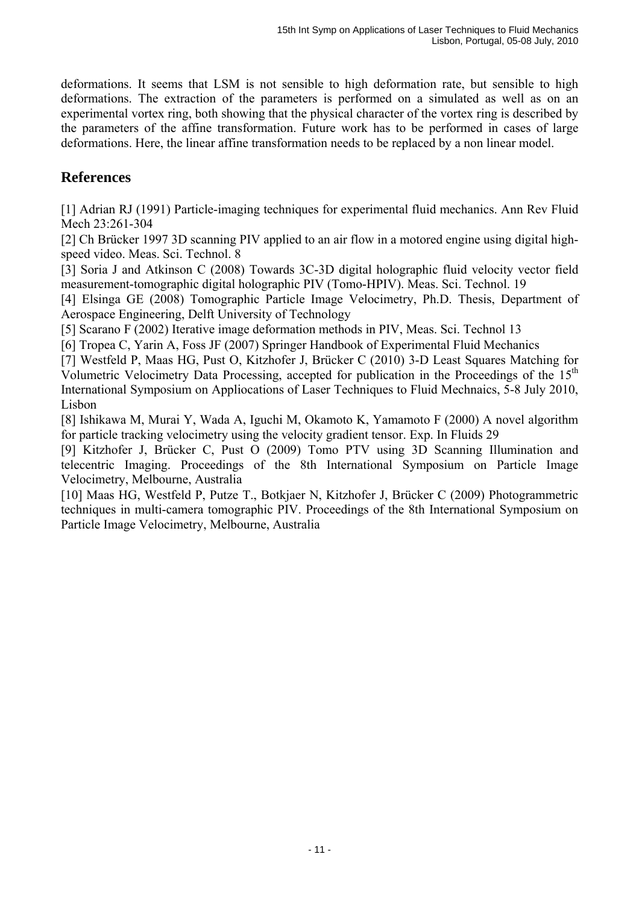deformations. It seems that LSM is not sensible to high deformation rate, but sensible to high deformations. The extraction of the parameters is performed on a simulated as well as on an experimental vortex ring, both showing that the physical character of the vortex ring is described by the parameters of the affine transformation. Future work has to be performed in cases of large deformations. Here, the linear affine transformation needs to be replaced by a non linear model.

## References

[1] Adrian RJ (1991) Particle-imaging techniques for experimental fluid mechanics. Ann Rev Fluid Mech 23:261-304

[2] Ch Brücker 1997 3D scanning PIV applied to an air flow in a motored engine using digital high-speed video. Meas. Sci. Technol. 8

[3] Soria J and Atkinson C (2008) Towards 3C-3D digital holographic fluid velocity vector field measurement-tomographic digital holographic PIV (Tomo-HPIV). Meas. Sci. Technol. 19

[4] Elsinga GE (2008) Tomographic Particle Image Velocimetry, Ph.D. Thesis, Department of Aerospace Engineering, Delft University of Technology

[5] Scarano F (2002) Iterative image deformation methods in PIV, Meas. Sci. Technol 13

[6] Tropea C, Yarin A, Foss JF (2007) Springer Handbook of Experimental Fluid Mechanics

[7] Westfeld P, Maas HG, Pust O, Kitzhofer J, Brücker C (2010) 3-D Least Squares Matching for Volumetric Velocimetry Data Processing, accepted for publication in the Proceedings of the 15th International Symposium on Appliocations of Laser Techniques to Fluid Mechnaics, 5-8 July 2010, Lisbon

[8] Ishikawa M, Murai Y, Wada A, Iguchi M, Okamoto K, Yamamoto F (2000) A novel algorithm for particle tracking velocimetry using the velocity gradient tensor. Exp. In Fluids 29

[9] Kitzhofer J, Brücker C, Pust O (2009) Tomo PTV using 3D Scanning Illumination and telecentric Imaging. Proceedings of the 8th International Symposium on Particle Image Velocimetry, Melbourne, Australia

[10] Maas HG, Westfeld P, Putze T., Botkjaer N, Kitzhofer J, Brücker C (2009) Photogrammetric techniques in multi-camera tomographic PIV. Proceedings of the 8th International Symposium on Particle Image Velocimetry, Melbourne, Australia